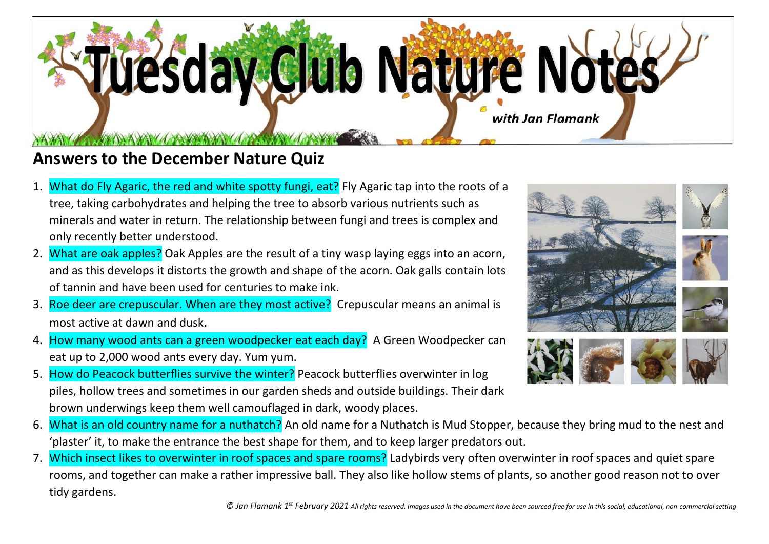# Tuesday Club Nature Notes

*with Jan Flamank*

## Answers to the December Nature Quiz

1. What do Fly Agaric, the red and white spotty fungi, eat? Fly Agaric tap into the roots of a tree, taking carbohydrates and helping the tree to absorb various nutrients such as minerals and water in return. The relationship between fungi and trees is complex and only recently better understood.
2. What are oak apples? Oak Apples are the result of a tiny wasp laying eggs into an acorn, and as this develops it distorts the growth and shape of the acorn. Oak galls contain lots of tannin and have been used for centuries to make ink.
3. Roe deer are crepuscular. When are they most active? Crepuscular means an animal is most active at dawn and dusk.
4. How many wood ants can a green woodpecker eat each day? A Green Woodpecker can eat up to 2,000 wood ants every day. Yum yum.
5. How do Peacock butterflies survive the winter? Peacock butterflies overwinter in log piles, hollow trees and sometimes in our garden sheds and outside buildings. Their dark brown underwings keep them well camouflaged in dark, woody places.
6. What is an old country name for a nuthatch? An old name for a Nuthatch is Mud Stopper, because they bring mud to the nest and 'plaster' it, to make the entrance the best shape for them, and to keep larger predators out.
7. Which insect likes to overwinter in roof spaces and spare rooms? Ladybirds very often overwinter in roof spaces and quiet spare rooms, and together can make a rather impressive ball. They also like hollow stems of plants, so another good reason not to over tidy gardens.

*© Jan Flamank 1st February 2021 All rights reserved. Images used in the document have been sourced free for use in this social, educational, non-commercial setting*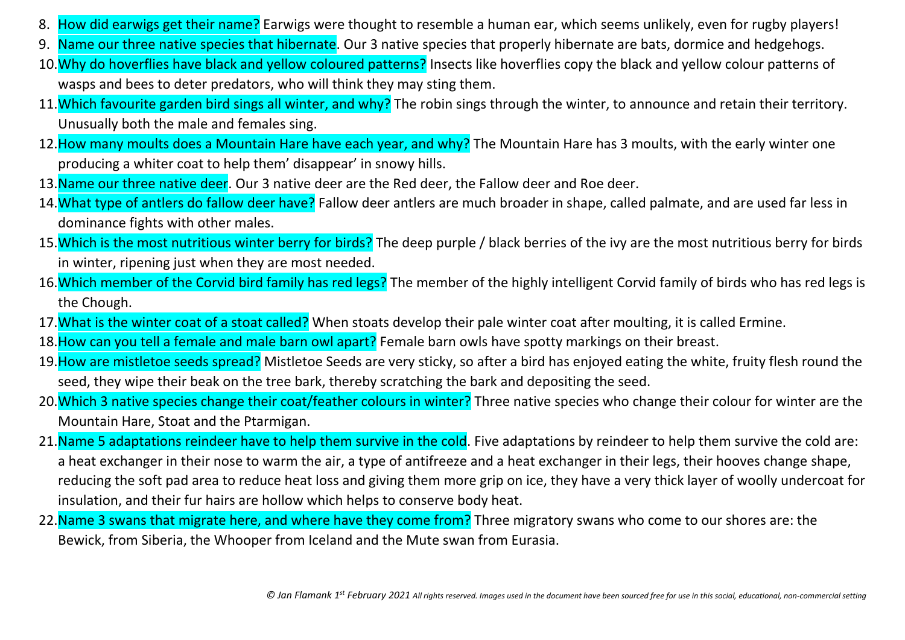8. How did earwigs get their name? Earwigs were thought to resemble a human ear, which seems unlikely, even for rugby players!
9. Name our three native species that hibernate. Our 3 native species that properly hibernate are bats, dormice and hedgehogs.
10. Why do hoverflies have black and yellow coloured patterns? Insects like hoverflies copy the black and yellow colour patterns of wasps and bees to deter predators, who will think they may sting them.
11. Which favourite garden bird sings all winter, and why? The robin sings through the winter, to announce and retain their territory. Unusually both the male and females sing.
12. How many moults does a Mountain Hare have each year, and why? The Mountain Hare has 3 moults, with the early winter one producing a whiter coat to help them' disappear' in snowy hills.
13. Name our three native deer. Our 3 native deer are the Red deer, the Fallow deer and Roe deer.
14. What type of antlers do fallow deer have? Fallow deer antlers are much broader in shape, called palmate, and are used far less in dominance fights with other males.
15. Which is the most nutritious winter berry for birds? The deep purple / black berries of the ivy are the most nutritious berry for birds in winter, ripening just when they are most needed.
16. Which member of the Corvid bird family has red legs? The member of the highly intelligent Corvid family of birds who has red legs is the Chough.
17. What is the winter coat of a stoat called? When stoats develop their pale winter coat after moulting, it is called Ermine.
18. How can you tell a female and male barn owl apart? Female barn owls have spotty markings on their breast.
19. How are mistletoe seeds spread? Mistletoe Seeds are very sticky, so after a bird has enjoyed eating the white, fruity flesh round the seed, they wipe their beak on the tree bark, thereby scratching the bark and depositing the seed.
20. Which 3 native species change their coat/feather colours in winter? Three native species who change their colour for winter are the Mountain Hare, Stoat and the Ptarmigan.
21. Name 5 adaptations reindeer have to help them survive in the cold. Five adaptations by reindeer to help them survive the cold are: a heat exchanger in their nose to warm the air, a type of antifreeze and a heat exchanger in their legs, their hooves change shape, reducing the soft pad area to reduce heat loss and giving them more grip on ice, they have a very thick layer of woolly undercoat for insulation, and their fur hairs are hollow which helps to conserve body heat.
22. Name 3 swans that migrate here, and where have they come from? Three migratory swans who come to our shores are: the Bewick, from Siberia, the Whooper from Iceland and the Mute swan from Eurasia.

*© Jan Flamank 1st February 2021 All rights reserved. Images used in the document have been sourced free for use in this social, educational, non-commercial setting*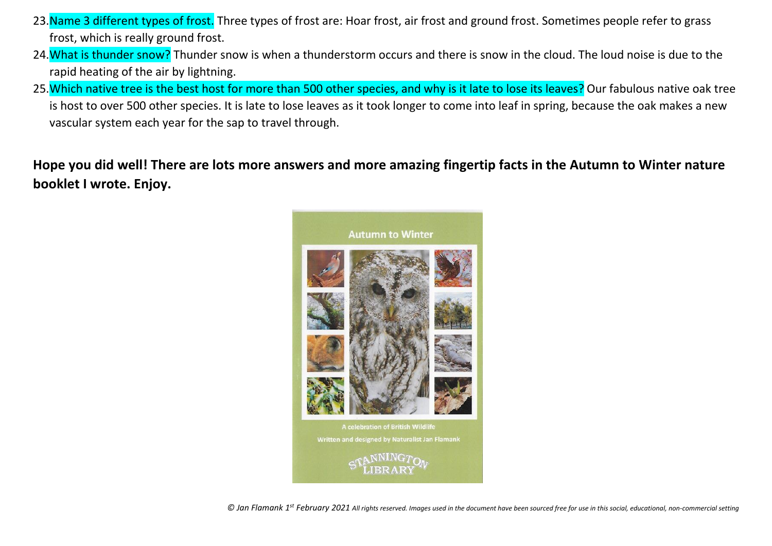23. Name 3 different types of frost. Three types of frost are: Hoar frost, air frost and ground frost. Sometimes people refer to grass frost, which is really ground frost.
24. What is thunder snow? Thunder snow is when a thunderstorm occurs and there is snow in the cloud. The loud noise is due to the rapid heating of the air by lightning.
25. Which native tree is the best host for more than 500 other species, and why is it late to lose its leaves? Our fabulous native oak tree is host to over 500 other species. It is late to lose leaves as it took longer to come into leaf in spring, because the oak makes a new vascular system each year for the sap to travel through.

**Hope you did well! There are lots more answers and more amazing fingertip facts in the Autumn to Winter nature booklet I wrote. Enjoy.**

Autumn to Winter

A celebration of British Wildlife

Written and designed by Naturalist Jan Flamank

STANNINGTON LIBRARY

*© Jan Flamank 1st February 2021 All rights reserved. Images used in the document have been sourced free for use in this social, educational, non-commercial setting*